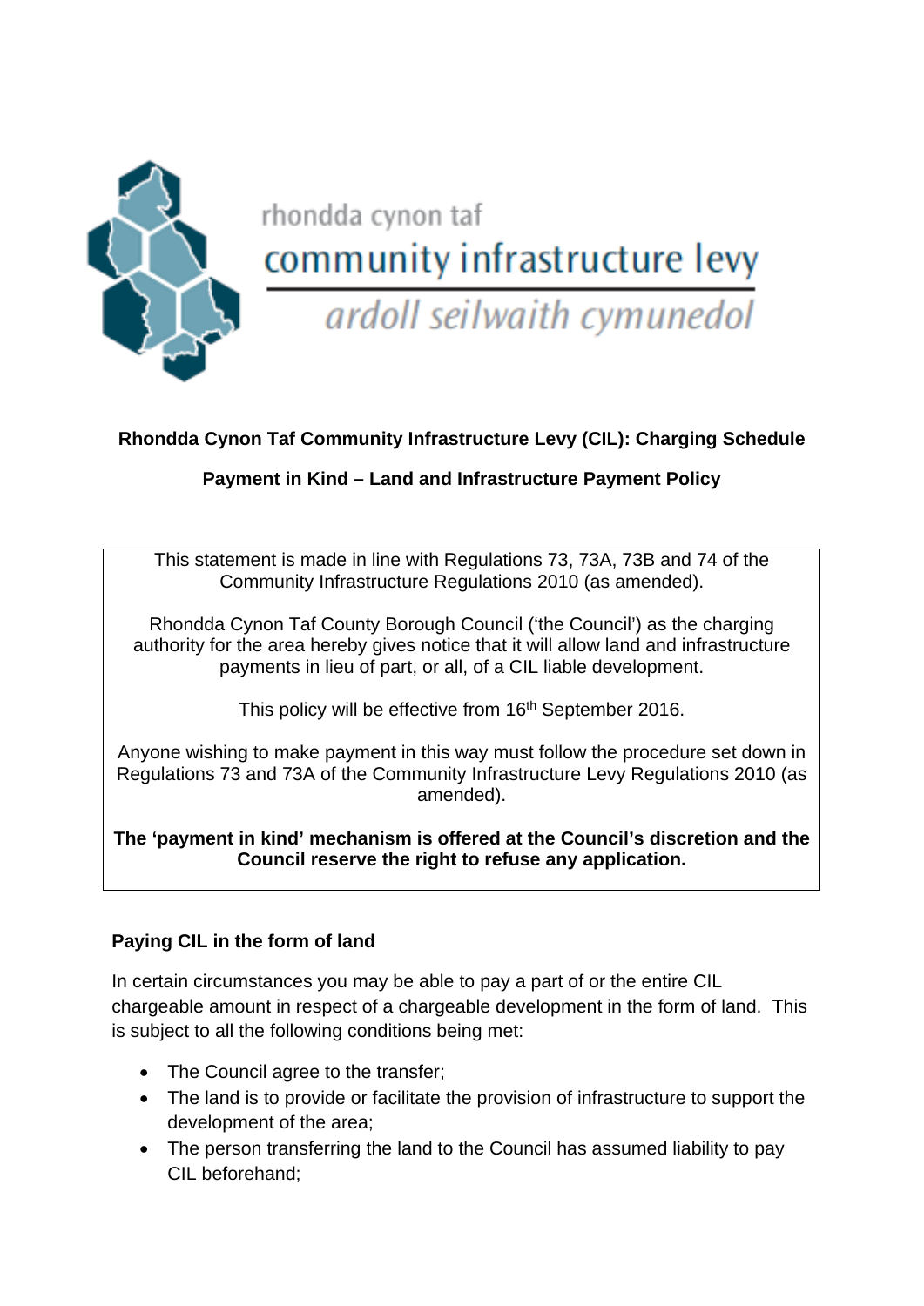rhondda cynon taf

community infrastructure levy

*ardoll seilwaith cymunedol*

**Rhondda Cynon Taf Community Infrastructure Levy (CIL): Charging Schedule**

**Payment in Kind – Land and Infrastructure Payment Policy**

This statement is made in line with Regulations 73, 73A, 73B and 74 of the Community Infrastructure Regulations 2010 (as amended).

Rhondda Cynon Taf County Borough Council ('the Council') as the charging authority for the area hereby gives notice that it will allow land and infrastructure payments in lieu of part, or all, of a CIL liable development.

This policy will be effective from 16th September 2016.

Anyone wishing to make payment in this way must follow the procedure set down in Regulations 73 and 73A of the Community Infrastructure Levy Regulations 2010 (as amended).

**The 'payment in kind' mechanism is offered at the Council's discretion and the Council reserve the right to refuse any application.**

**Paying CIL in the form of land**

In certain circumstances you may be able to pay a part of or the entire CIL chargeable amount in respect of a chargeable development in the form of land. This is subject to all the following conditions being met:

- The Council agree to the transfer;
- The land is to provide or facilitate the provision of infrastructure to support the development of the area;
- The person transferring the land to the Council has assumed liability to pay CIL beforehand;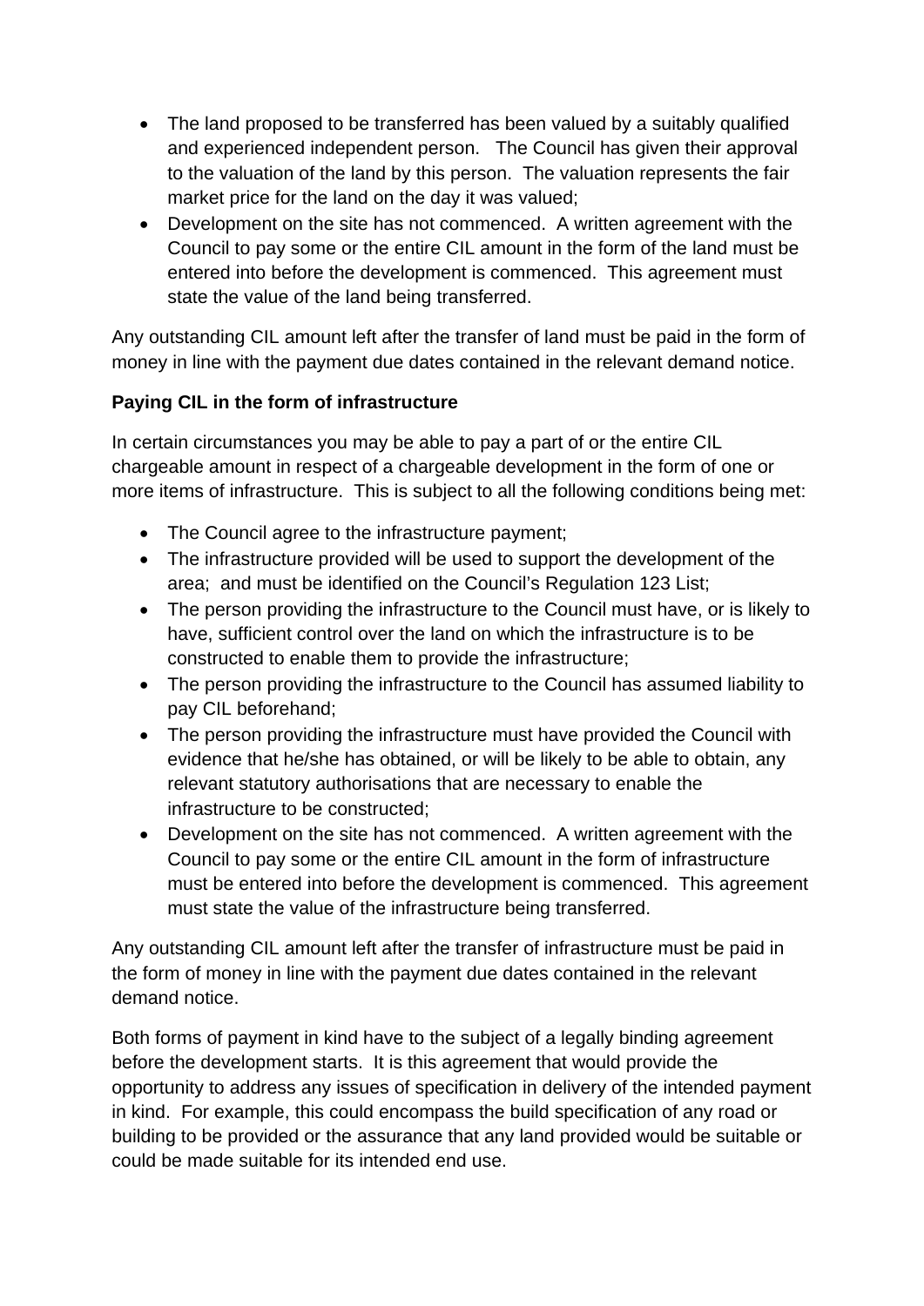- The land proposed to be transferred has been valued by a suitably qualified and experienced independent person. The Council has given their approval to the valuation of the land by this person. The valuation represents the fair market price for the land on the day it was valued;
- Development on the site has not commenced. A written agreement with the Council to pay some or the entire CIL amount in the form of the land must be entered into before the development is commenced. This agreement must state the value of the land being transferred.

Any outstanding CIL amount left after the transfer of land must be paid in the form of money in line with the payment due dates contained in the relevant demand notice.

**Paying CIL in the form of infrastructure**

In certain circumstances you may be able to pay a part of or the entire CIL chargeable amount in respect of a chargeable development in the form of one or more items of infrastructure. This is subject to all the following conditions being met:

- The Council agree to the infrastructure payment;
- The infrastructure provided will be used to support the development of the area; and must be identified on the Council's Regulation 123 List;
- The person providing the infrastructure to the Council must have, or is likely to have, sufficient control over the land on which the infrastructure is to be constructed to enable them to provide the infrastructure;
- The person providing the infrastructure to the Council has assumed liability to pay CIL beforehand;
- The person providing the infrastructure must have provided the Council with evidence that he/she has obtained, or will be likely to be able to obtain, any relevant statutory authorisations that are necessary to enable the infrastructure to be constructed;
- Development on the site has not commenced. A written agreement with the Council to pay some or the entire CIL amount in the form of infrastructure must be entered into before the development is commenced. This agreement must state the value of the infrastructure being transferred.

Any outstanding CIL amount left after the transfer of infrastructure must be paid in the form of money in line with the payment due dates contained in the relevant demand notice.

Both forms of payment in kind have to the subject of a legally binding agreement before the development starts. It is this agreement that would provide the opportunity to address any issues of specification in delivery of the intended payment in kind. For example, this could encompass the build specification of any road or building to be provided or the assurance that any land provided would be suitable or could be made suitable for its intended end use.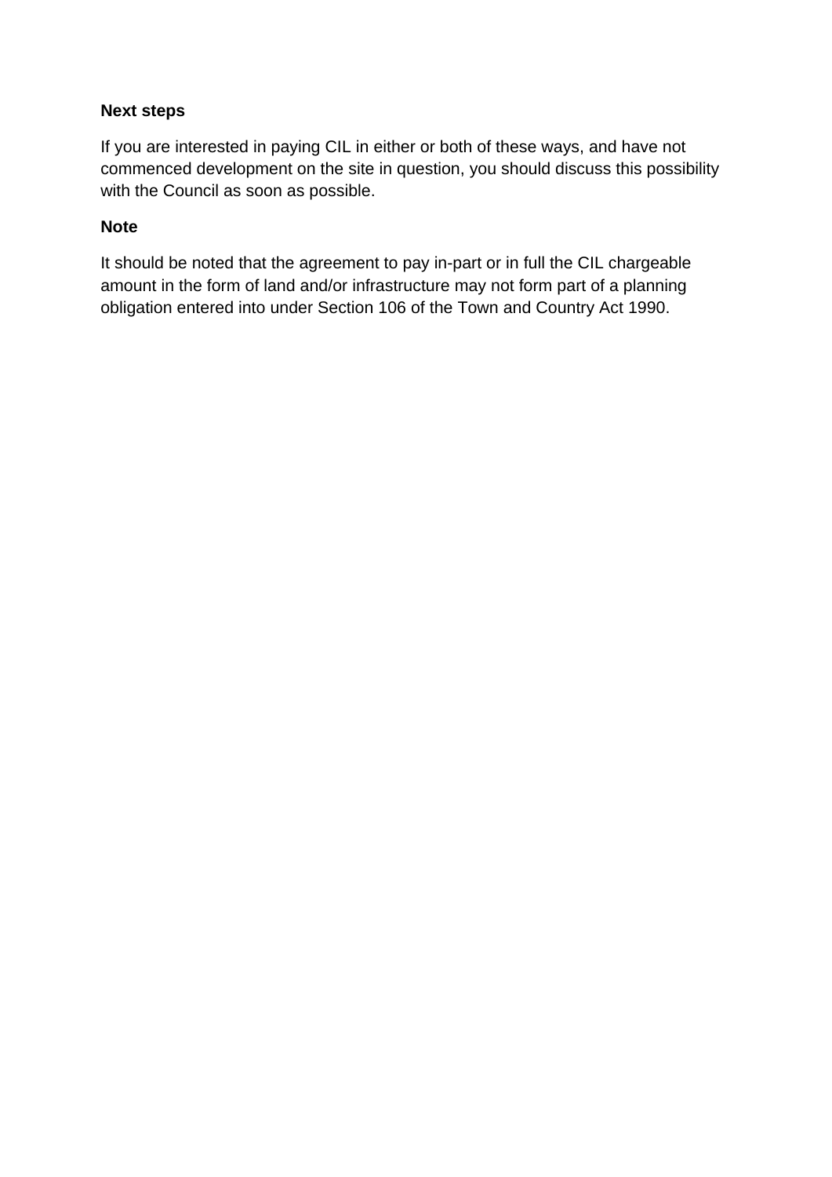**Next steps**

If you are interested in paying CIL in either or both of these ways, and have not commenced development on the site in question, you should discuss this possibility with the Council as soon as possible.

**Note**

It should be noted that the agreement to pay in-part or in full the CIL chargeable amount in the form of land and/or infrastructure may not form part of a planning obligation entered into under Section 106 of the Town and Country Act 1990.